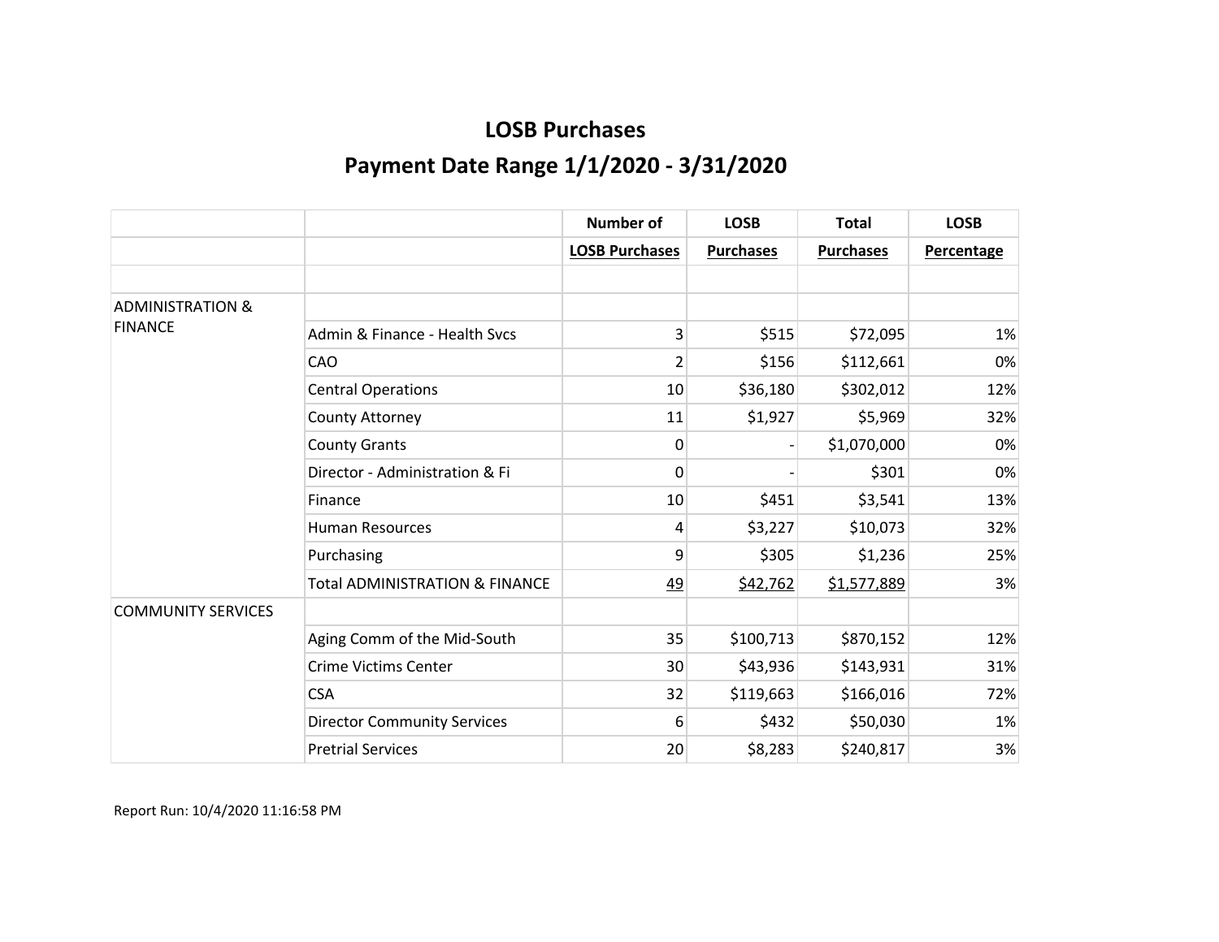# LOSB Purchases

## Payment Date Range 1/1/2020 - 3/31/2020

| | | Number of | LOSB | Total | LOSB |
|---|---|---|---|---|---|
| | | LOSB Purchases | Purchases | Purchases | Percentage |
| | | | | | |
| ADMINISTRATION & FINANCE | | | | | |
| | Admin & Finance - Health Svcs | 3 | $515 | $72,095 | 1% |
| | CAO | 2 | $156 | $112,661 | 0% |
| | Central Operations | 10 | $36,180 | $302,012 | 12% |
| | County Attorney | 11 | $1,927 | $5,969 | 32% |
| | County Grants | 0 | - | $1,070,000 | 0% |
| | Director - Administration & Fi | 0 | - | $301 | 0% |
| | Finance | 10 | $451 | $3,541 | 13% |
| | Human Resources | 4 | $3,227 | $10,073 | 32% |
| | Purchasing | 9 | $305 | $1,236 | 25% |
| | Total ADMINISTRATION & FINANCE | 49 | $42,762 | $1,577,889 | 3% |
| COMMUNITY SERVICES | | | | | |
| | Aging Comm of the Mid-South | 35 | $100,713 | $870,152 | 12% |
| | Crime Victims Center | 30 | $43,936 | $143,931 | 31% |
| | CSA | 32 | $119,663 | $166,016 | 72% |
| | Director Community Services | 6 | $432 | $50,030 | 1% |
| | Pretrial Services | 20 | $8,283 | $240,817 | 3% |

Report Run: 10/4/2020 11:16:58 PM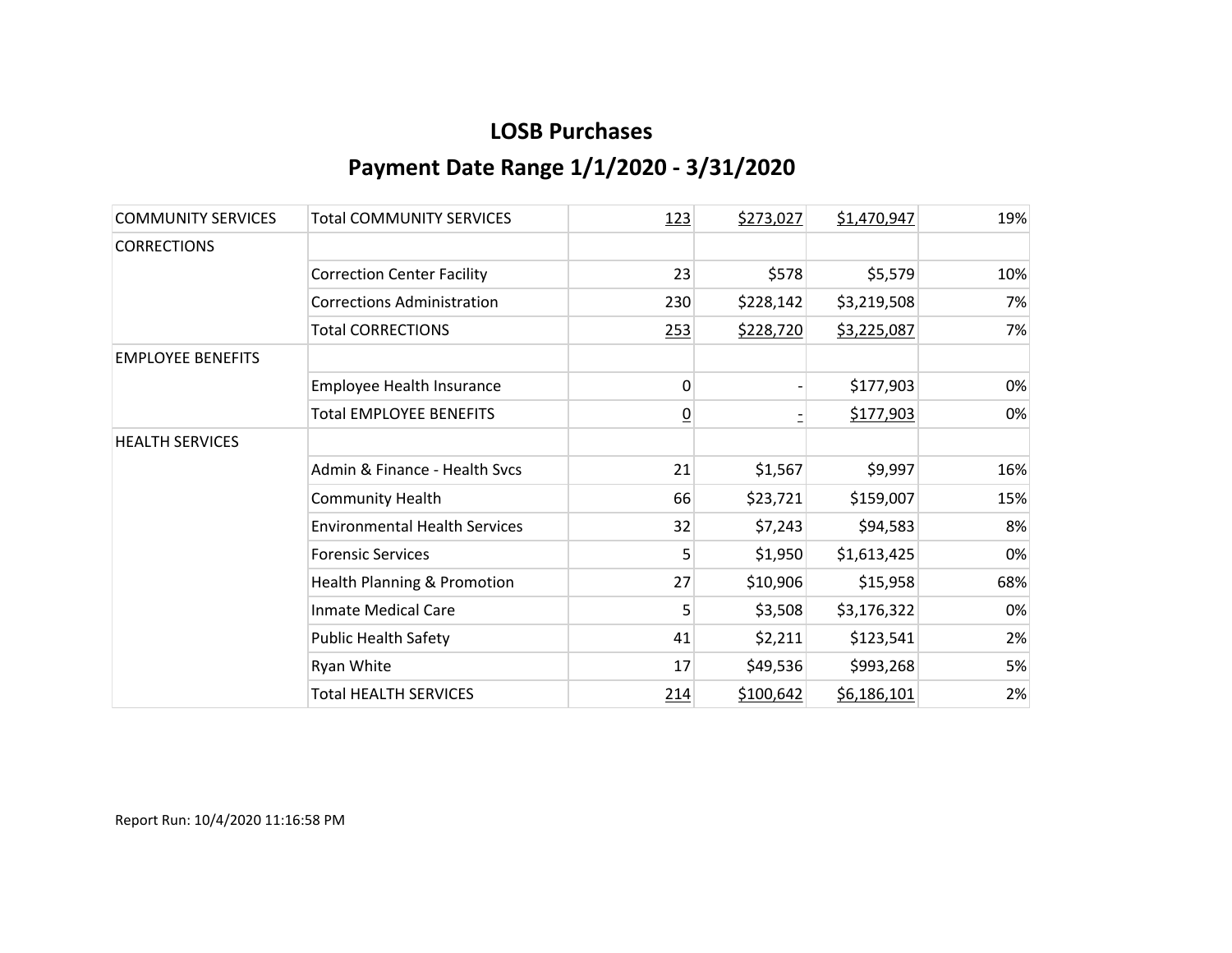# LOSB Purchases

## Payment Date Range 1/1/2020 - 3/31/2020

| | | | | | |
|---|---|---|---|---|---|
| COMMUNITY SERVICES | Total COMMUNITY SERVICES | 123 | $273,027 | $1,470,947 | 19% |
| CORRECTIONS | | | | | |
| | Correction Center Facility | 23 | $578 | $5,579 | 10% |
| | Corrections Administration | 230 | $228,142 | $3,219,508 | 7% |
| | Total CORRECTIONS | 253 | $228,720 | $3,225,087 | 7% |
| EMPLOYEE BENEFITS | | | | | |
| | Employee Health Insurance | 0 | - | $177,903 | 0% |
| | Total EMPLOYEE BENEFITS | 0 | - | $177,903 | 0% |
| HEALTH SERVICES | | | | | |
| | Admin & Finance - Health Svcs | 21 | $1,567 | $9,997 | 16% |
| | Community Health | 66 | $23,721 | $159,007 | 15% |
| | Environmental Health Services | 32 | $7,243 | $94,583 | 8% |
| | Forensic Services | 5 | $1,950 | $1,613,425 | 0% |
| | Health Planning & Promotion | 27 | $10,906 | $15,958 | 68% |
| | Inmate Medical Care | 5 | $3,508 | $3,176,322 | 0% |
| | Public Health Safety | 41 | $2,211 | $123,541 | 2% |
| | Ryan White | 17 | $49,536 | $993,268 | 5% |
| | Total HEALTH SERVICES | 214 | $100,642 | $6,186,101 | 2% |

Report Run: 10/4/2020 11:16:58 PM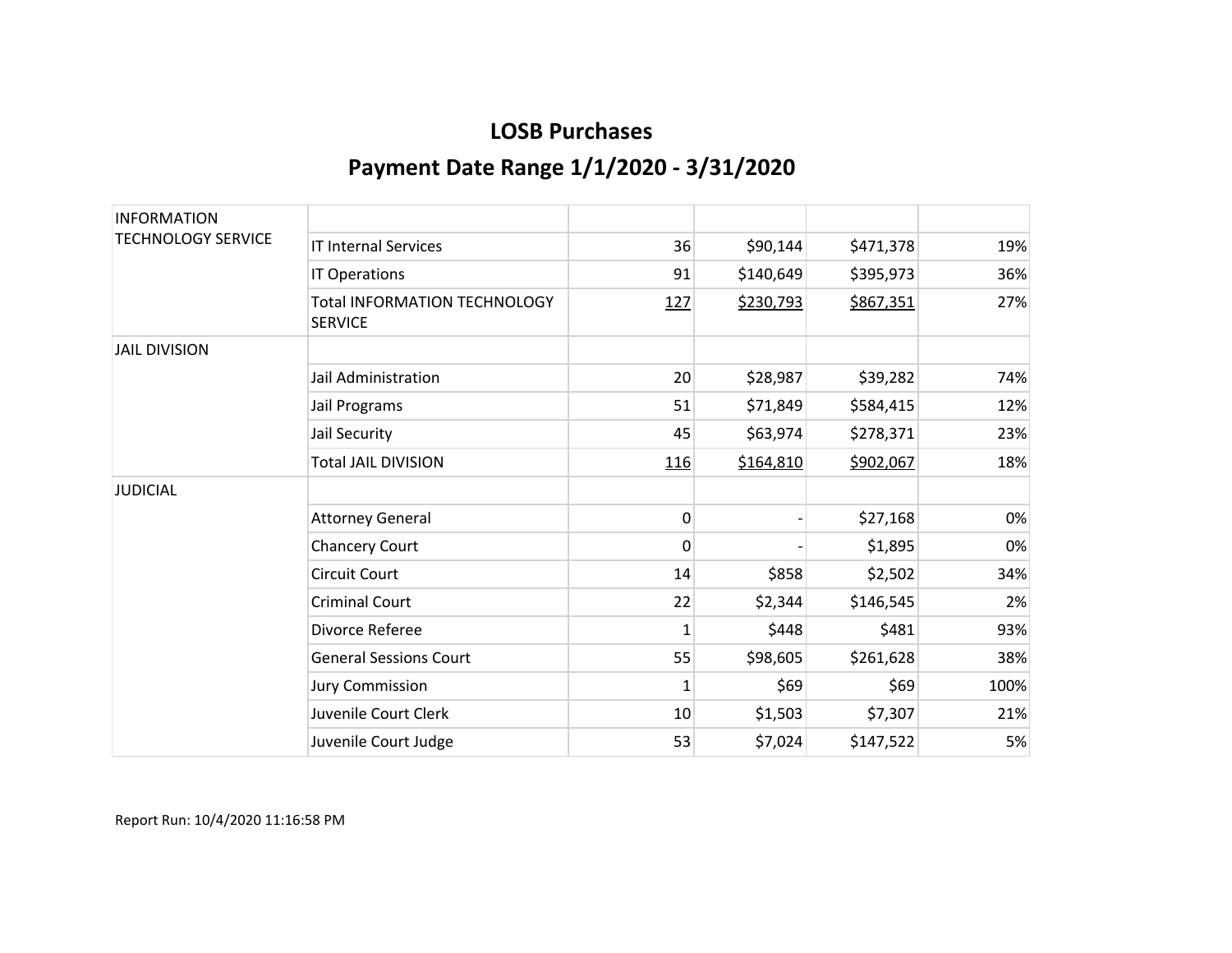# LOSB Purchases

## Payment Date Range 1/1/2020 - 3/31/2020

| | | | | | |
|---|---|---|---|---|---|
| INFORMATION TECHNOLOGY SERVICE | | | | | |
| | IT Internal Services | 36 | $90,144 | $471,378 | 19% |
| | IT Operations | 91 | $140,649 | $395,973 | 36% |
| | Total INFORMATION TECHNOLOGY SERVICE | 127 | $230,793 | $867,351 | 27% |
| JAIL DIVISION | | | | | |
| | Jail Administration | 20 | $28,987 | $39,282 | 74% |
| | Jail Programs | 51 | $71,849 | $584,415 | 12% |
| | Jail Security | 45 | $63,974 | $278,371 | 23% |
| | Total JAIL DIVISION | 116 | $164,810 | $902,067 | 18% |
| JUDICIAL | | | | | |
| | Attorney General | 0 | - | $27,168 | 0% |
| | Chancery Court | 0 | - | $1,895 | 0% |
| | Circuit Court | 14 | $858 | $2,502 | 34% |
| | Criminal Court | 22 | $2,344 | $146,545 | 2% |
| | Divorce Referee | 1 | $448 | $481 | 93% |
| | General Sessions Court | 55 | $98,605 | $261,628 | 38% |
| | Jury Commission | 1 | $69 | $69 | 100% |
| | Juvenile Court Clerk | 10 | $1,503 | $7,307 | 21% |
| | Juvenile Court Judge | 53 | $7,024 | $147,522 | 5% |

Report Run: 10/4/2020 11:16:58 PM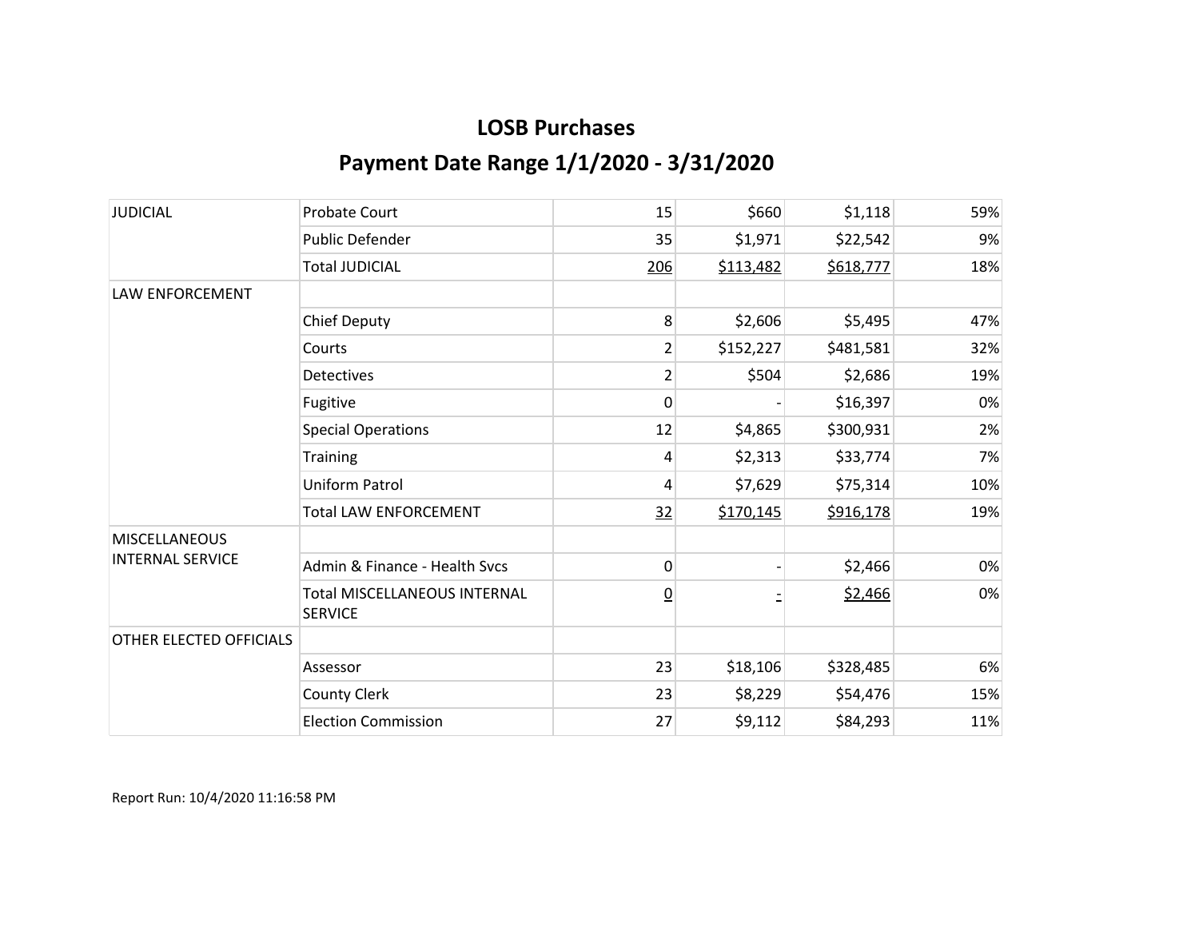# LOSB Purchases

## Payment Date Range 1/1/2020 - 3/31/2020

| | | | | | |
|---|---|---|---|---|---|
| JUDICIAL | Probate Court | 15 | $660 | $1,118 | 59% |
| | Public Defender | 35 | $1,971 | $22,542 | 9% |
| | Total JUDICIAL | 206 | $113,482 | $618,777 | 18% |
| LAW ENFORCEMENT | | | | | |
| | Chief Deputy | 8 | $2,606 | $5,495 | 47% |
| | Courts | 2 | $152,227 | $481,581 | 32% |
| | Detectives | 2 | $504 | $2,686 | 19% |
| | Fugitive | 0 | - | $16,397 | 0% |
| | Special Operations | 12 | $4,865 | $300,931 | 2% |
| | Training | 4 | $2,313 | $33,774 | 7% |
| | Uniform Patrol | 4 | $7,629 | $75,314 | 10% |
| | Total LAW ENFORCEMENT | 32 | $170,145 | $916,178 | 19% |
| MISCELLANEOUS INTERNAL SERVICE | | | | | |
| | Admin & Finance - Health Svcs | 0 | - | $2,466 | 0% |
| | Total MISCELLANEOUS INTERNAL SERVICE | 0 | - | $2,466 | 0% |
| OTHER ELECTED OFFICIALS | | | | | |
| | Assessor | 23 | $18,106 | $328,485 | 6% |
| | County Clerk | 23 | $8,229 | $54,476 | 15% |
| | Election Commission | 27 | $9,112 | $84,293 | 11% |

Report Run: 10/4/2020 11:16:58 PM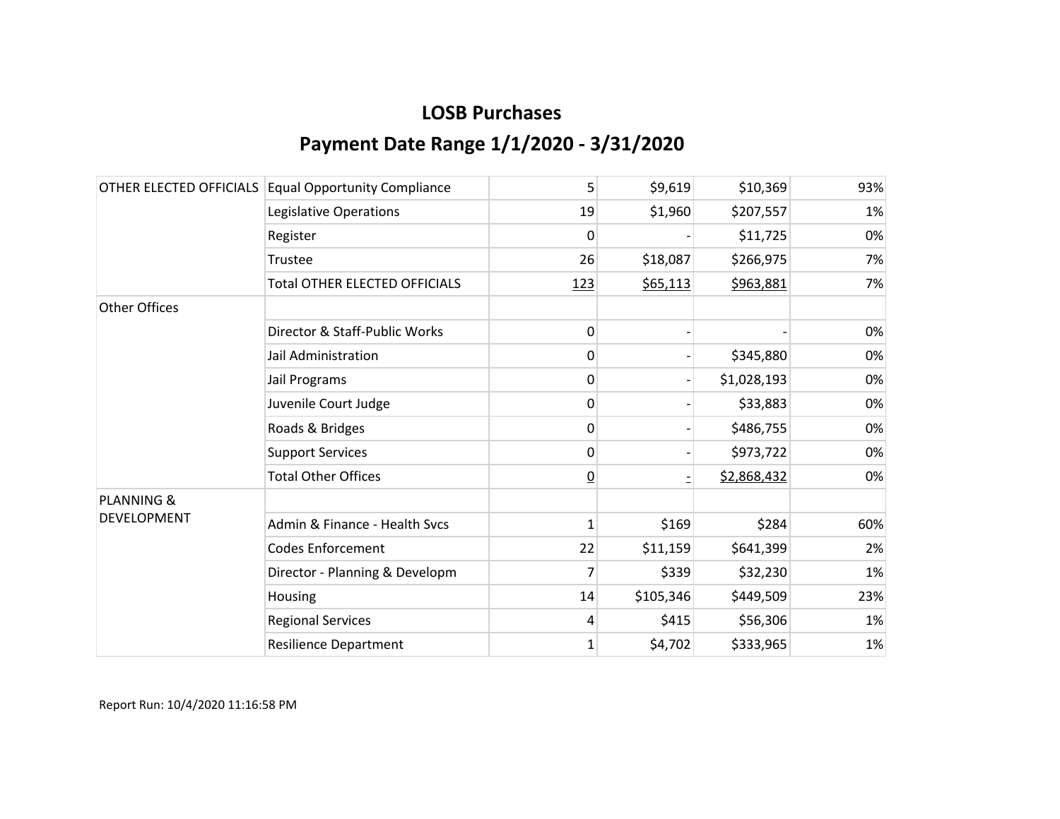## LOSB Purchases

## Payment Date Range 1/1/2020 - 3/31/2020

| | | | | | |
|---|---|---|---|---|---|
| OTHER ELECTED OFFICIALS | Equal Opportunity Compliance | 5 | $9,619 | $10,369 | 93% |
| | Legislative Operations | 19 | $1,960 | $207,557 | 1% |
| | Register | 0 | - | $11,725 | 0% |
| | Trustee | 26 | $18,087 | $266,975 | 7% |
| | Total OTHER ELECTED OFFICIALS | 123 | $65,113 | $963,881 | 7% |
| Other Offices | | | | | |
| | Director & Staff-Public Works | 0 | - | - | 0% |
| | Jail Administration | 0 | - | $345,880 | 0% |
| | Jail Programs | 0 | - | $1,028,193 | 0% |
| | Juvenile Court Judge | 0 | - | $33,883 | 0% |
| | Roads & Bridges | 0 | - | $486,755 | 0% |
| | Support Services | 0 | - | $973,722 | 0% |
| | Total Other Offices | 0 | - | $2,868,432 | 0% |
| PLANNING & DEVELOPMENT | | | | | |
| | Admin & Finance - Health Svcs | 1 | $169 | $284 | 60% |
| | Codes Enforcement | 22 | $11,159 | $641,399 | 2% |
| | Director - Planning & Developm | 7 | $339 | $32,230 | 1% |
| | Housing | 14 | $105,346 | $449,509 | 23% |
| | Regional Services | 4 | $415 | $56,306 | 1% |
| | Resilience Department | 1 | $4,702 | $333,965 | 1% |

Report Run: 10/4/2020 11:16:58 PM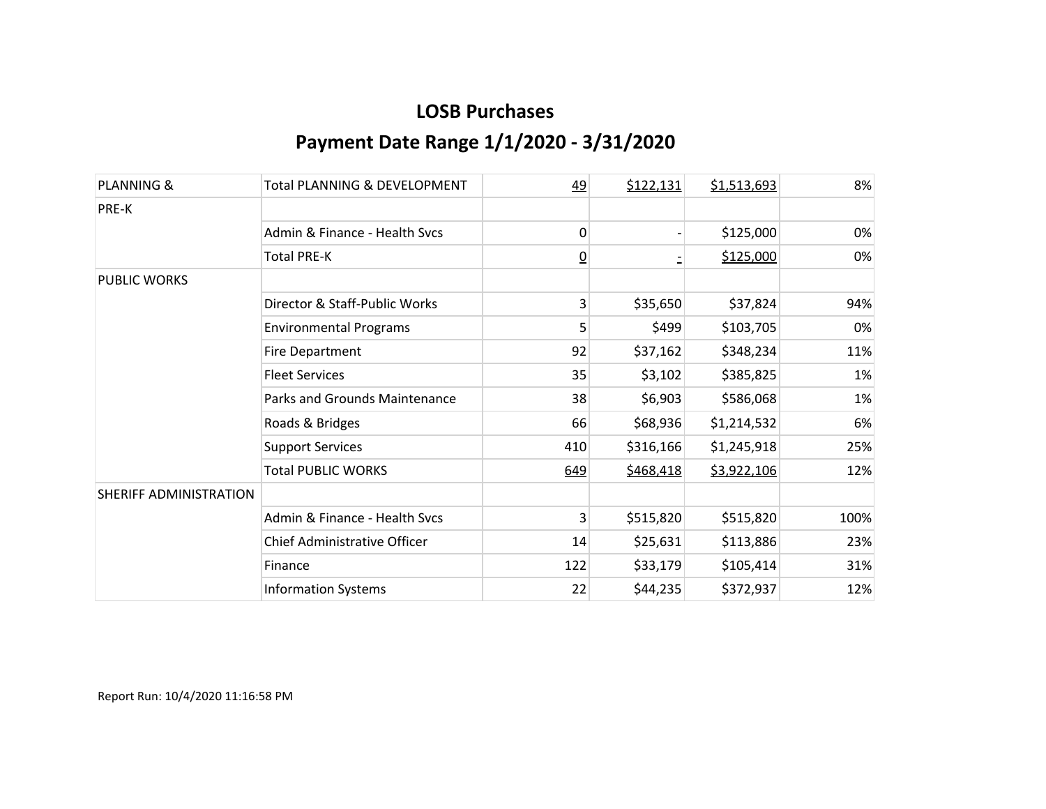# LOSB Purchases

## Payment Date Range 1/1/2020 - 3/31/2020

| | | | | | |
|---|---|---|---|---|---|
| PLANNING & | Total PLANNING & DEVELOPMENT | 49 | $122,131 | $1,513,693 | 8% |
| PRE-K | | | | | |
| | Admin & Finance - Health Svcs | 0 | - | $125,000 | 0% |
| | Total PRE-K | 0 | - | $125,000 | 0% |
| PUBLIC WORKS | | | | | |
| | Director & Staff-Public Works | 3 | $35,650 | $37,824 | 94% |
| | Environmental Programs | 5 | $499 | $103,705 | 0% |
| | Fire Department | 92 | $37,162 | $348,234 | 11% |
| | Fleet Services | 35 | $3,102 | $385,825 | 1% |
| | Parks and Grounds Maintenance | 38 | $6,903 | $586,068 | 1% |
| | Roads & Bridges | 66 | $68,936 | $1,214,532 | 6% |
| | Support Services | 410 | $316,166 | $1,245,918 | 25% |
| | Total PUBLIC WORKS | 649 | $468,418 | $3,922,106 | 12% |
| SHERIFF ADMINISTRATION | | | | | |
| | Admin & Finance - Health Svcs | 3 | $515,820 | $515,820 | 100% |
| | Chief Administrative Officer | 14 | $25,631 | $113,886 | 23% |
| | Finance | 122 | $33,179 | $105,414 | 31% |
| | Information Systems | 22 | $44,235 | $372,937 | 12% |

Report Run: 10/4/2020 11:16:58 PM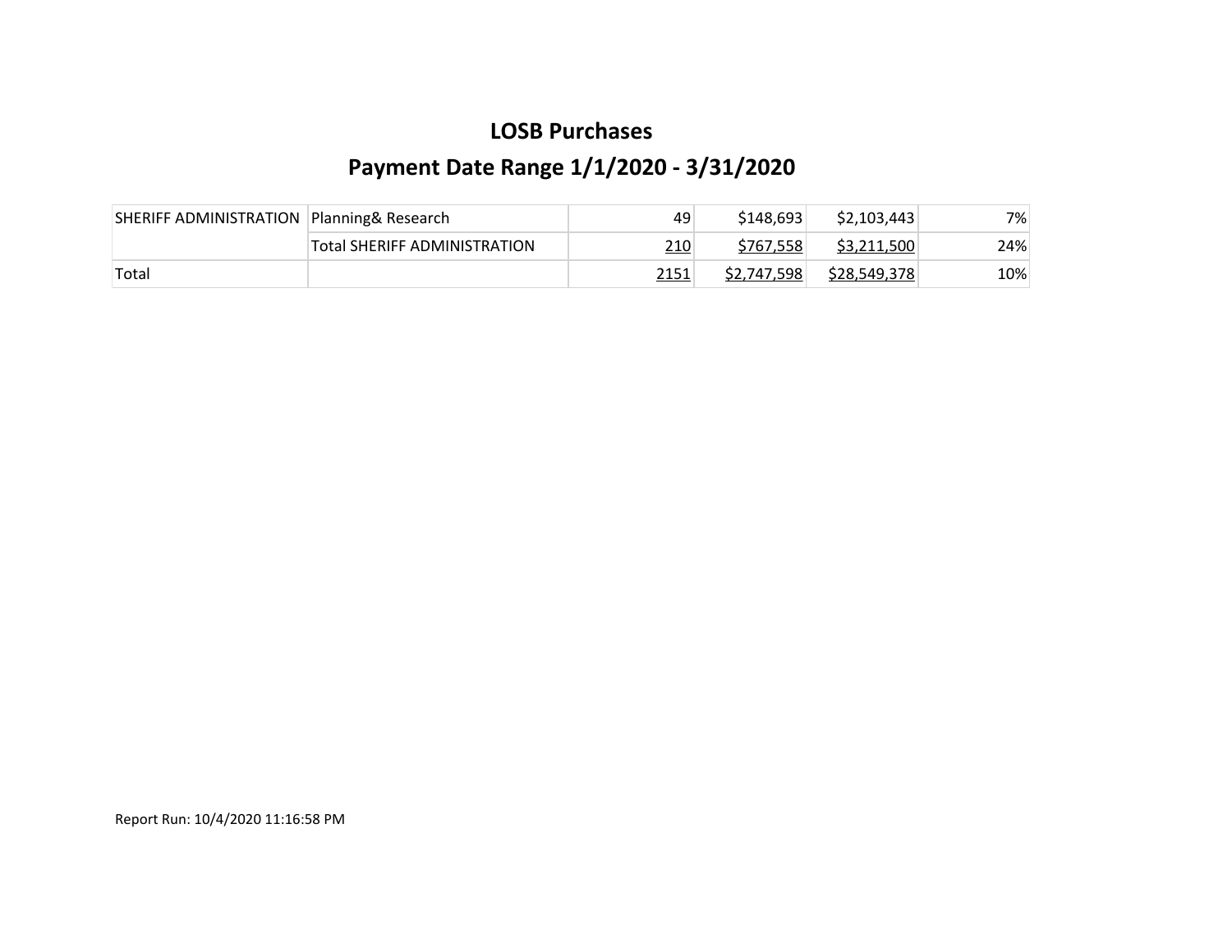# LOSB Purchases

## Payment Date Range 1/1/2020 - 3/31/2020

| | | | | | |
|---|---|---|---|---|---|
| SHERIFF ADMINISTRATION | Planning& Research | 49 | $148,693 | $2,103,443 | 7% |
| | Total SHERIFF ADMINISTRATION | 210 | $767,558 | $3,211,500 | 24% |
| Total | | 2151 | $2,747,598 | $28,549,378 | 10% |

Report Run: 10/4/2020 11:16:58 PM